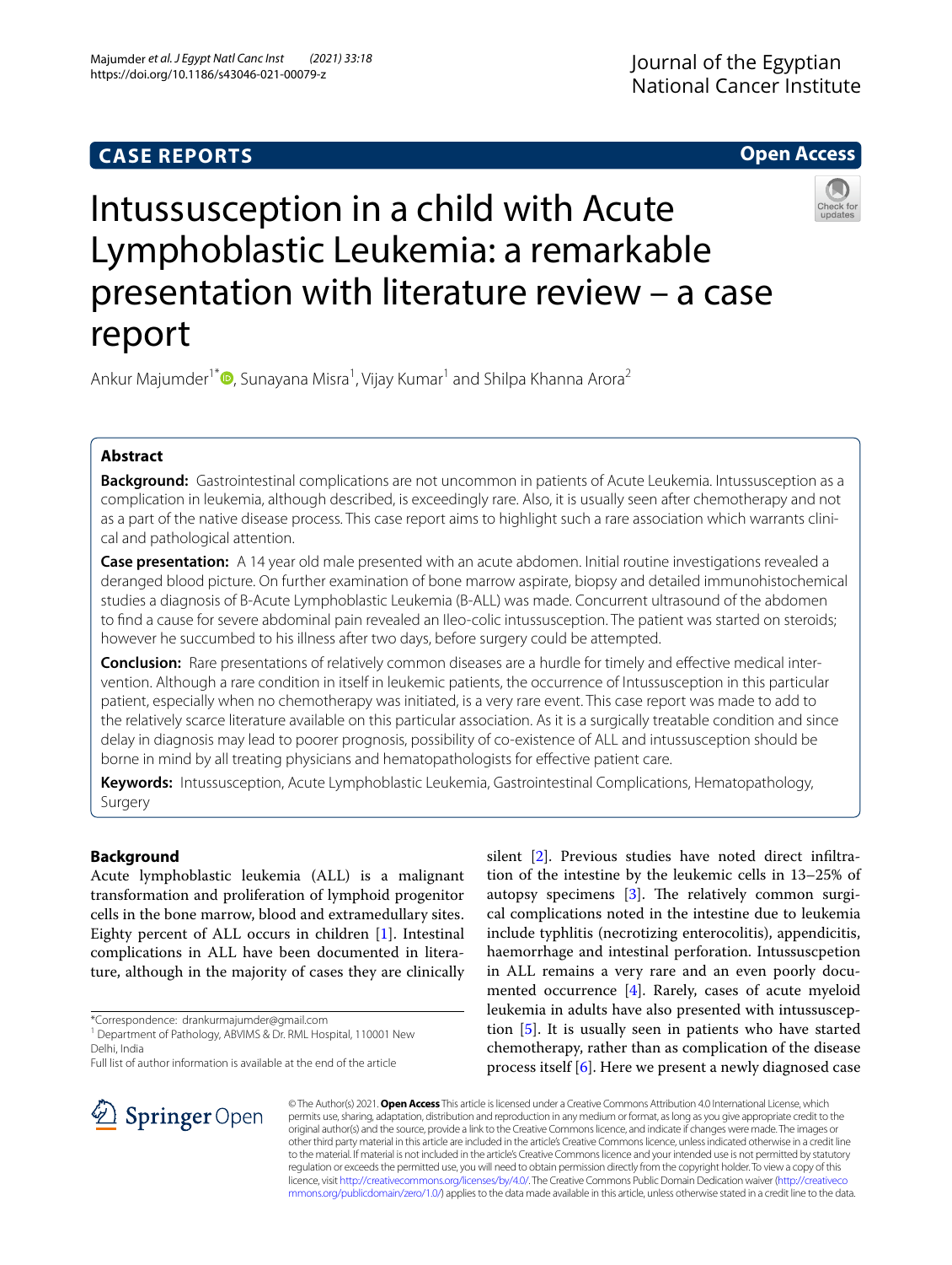CASE REPORTS

Open Access

# Intussusception in a child with Acute Lymphoblastic Leukemia: a remarkable presentation with literature review – a case report

Ankur Majumder[1*], Sunayana Misra[1], Vijay Kumar[1] and Shilpa Khanna Arora[2]

## Abstract

**Background:** Gastrointestinal complications are not uncommon in patients of Acute Leukemia. Intussusception as a complication in leukemia, although described, is exceedingly rare. Also, it is usually seen after chemotherapy and not as a part of the native disease process. This case report aims to highlight such a rare association which warrants clinical and pathological attention.

**Case presentation:** A 14 year old male presented with an acute abdomen. Initial routine investigations revealed a deranged blood picture. On further examination of bone marrow aspirate, biopsy and detailed immunohistochemical studies a diagnosis of B-Acute Lymphoblastic Leukemia (B-ALL) was made. Concurrent ultrasound of the abdomen to find a cause for severe abdominal pain revealed an Ileo-colic intussusception. The patient was started on steroids; however he succumbed to his illness after two days, before surgery could be attempted.

**Conclusion:** Rare presentations of relatively common diseases are a hurdle for timely and effective medical intervention. Although a rare condition in itself in leukemic patients, the occurrence of Intussusception in this particular patient, especially when no chemotherapy was initiated, is a very rare event. This case report was made to add to the relatively scarce literature available on this particular association. As it is a surgically treatable condition and since delay in diagnosis may lead to poorer prognosis, possibility of co-existence of ALL and intussusception should be borne in mind by all treating physicians and hematopathologists for effective patient care.

**Keywords:** Intussusception, Acute Lymphoblastic Leukemia, Gastrointestinal Complications, Hematopathology, Surgery

## Background

Acute lymphoblastic leukemia (ALL) is a malignant transformation and proliferation of lymphoid progenitor cells in the bone marrow, blood and extramedullary sites. Eighty percent of ALL occurs in children [1]. Intestinal complications in ALL have been documented in literature, although in the majority of cases they are clinically silent [2]. Previous studies have noted direct infiltration of the intestine by the leukemic cells in 13–25% of autopsy specimens [3]. The relatively common surgical complications noted in the intestine due to leukemia include typhlitis (necrotizing enterocolitis), appendicitis, haemorrhage and intestinal perforation. Intussuscpetion in ALL remains a very rare and an even poorly documented occurrence [4]. Rarely, cases of acute myeloid leukemia in adults have also presented with intussusception [5]. It is usually seen in patients who have started chemotherapy, rather than as complication of the disease process itself [6]. Here we present a newly diagnosed case

*Correspondence: drankurmajumder@gmail.com
[1] Department of Pathology, ABVIMS & Dr. RML Hospital, 110001 New Delhi, India
Full list of author information is available at the end of the article

© The Author(s) 2021. **Open Access** This article is licensed under a Creative Commons Attribution 4.0 International License, which permits use, sharing, adaptation, distribution and reproduction in any medium or format, as long as you give appropriate credit to the original author(s) and the source, provide a link to the Creative Commons licence, and indicate if changes were made. The images or other third party material in this article are included in the article's Creative Commons licence, unless indicated otherwise in a credit line to the material. If material is not included in the article's Creative Commons licence and your intended use is not permitted by statutory regulation or exceeds the permitted use, you will need to obtain permission directly from the copyright holder. To view a copy of this licence, visit http://creativecommons.org/licenses/by/4.0/. The Creative Commons Public Domain Dedication waiver (http://creativecommons.org/publicdomain/zero/1.0/) applies to the data made available in this article, unless otherwise stated in a credit line to the data.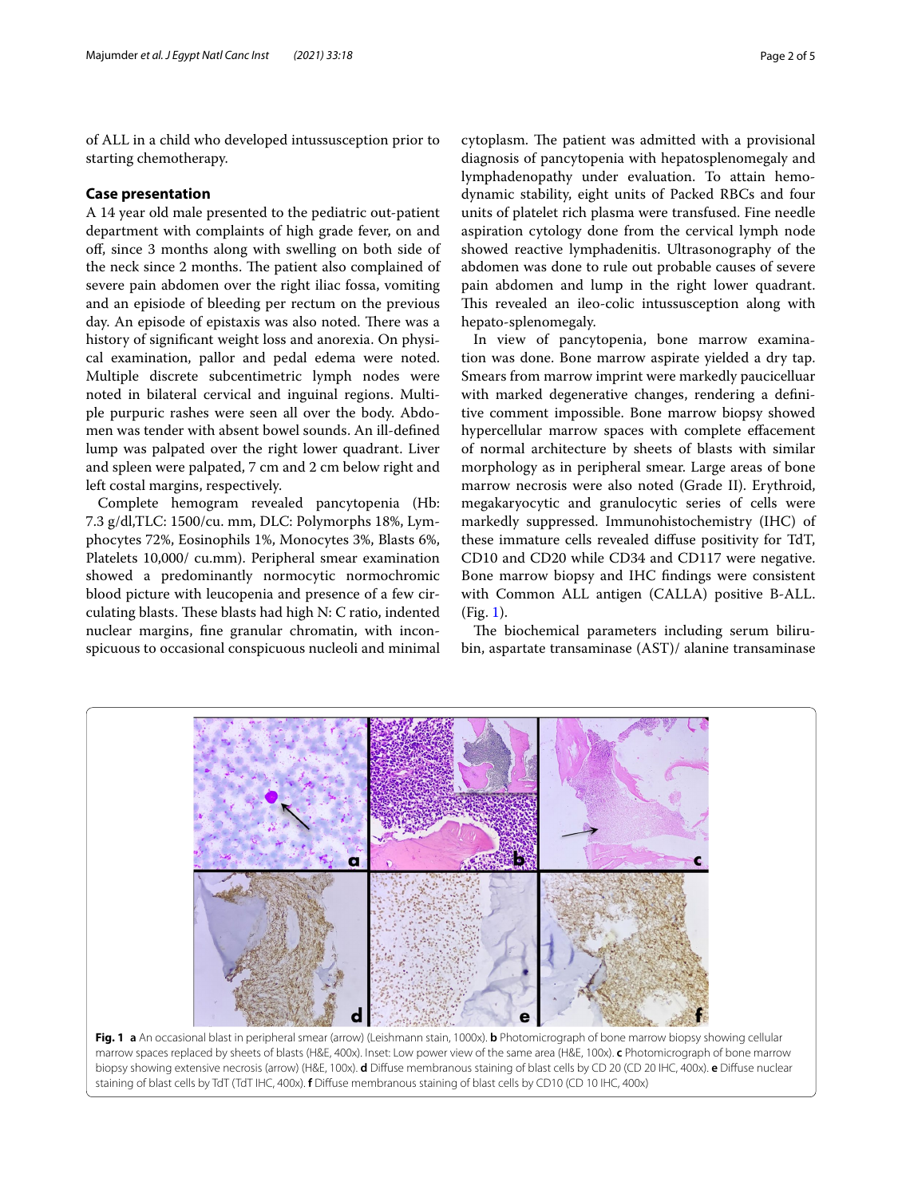of ALL in a child who developed intussusception prior to starting chemotherapy.

## Case presentation

A 14 year old male presented to the pediatric out-patient department with complaints of high grade fever, on and off, since 3 months along with swelling on both side of the neck since 2 months. The patient also complained of severe pain abdomen over the right iliac fossa, vomiting and an episode of bleeding per rectum on the previous day. An episode of epistaxis was also noted. There was a history of significant weight loss and anorexia. On physical examination, pallor and pedal edema were noted. Multiple discrete subcentimetric lymph nodes were noted in bilateral cervical and inguinal regions. Multiple purpuric rashes were seen all over the body. Abdomen was tender with absent bowel sounds. An ill-defined lump was palpated over the right lower quadrant. Liver and spleen were palpated, 7 cm and 2 cm below right and left costal margins, respectively.

Complete hemogram revealed pancytopenia (Hb: 7.3 g/dl,TLC: 1500/cu. mm, DLC: Polymorphs 18%, Lymphocytes 72%, Eosinophils 1%, Monocytes 3%, Blasts 6%, Platelets 10,000/ cu.mm). Peripheral smear examination showed a predominantly normocytic normochromic blood picture with leucopenia and presence of a few circulating blasts. These blasts had high N: C ratio, indented nuclear margins, fine granular chromatin, with inconspicuous to occasional conspicuous nucleoli and minimal cytoplasm. The patient was admitted with a provisional diagnosis of pancytopenia with hepatosplenomegaly and lymphadenopathy under evaluation. To attain hemodynamic stability, eight units of Packed RBCs and four units of platelet rich plasma were transfused. Fine needle aspiration cytology done from the cervical lymph node showed reactive lymphadenitis. Ultrasonography of the abdomen was done to rule out probable causes of severe pain abdomen and lump in the right lower quadrant. This revealed an ileo-colic intussusception along with hepato-splenomegaly.

In view of pancytopenia, bone marrow examination was done. Bone marrow aspirate yielded a dry tap. Smears from marrow imprint were markedly paucicelluar with marked degenerative changes, rendering a definitive comment impossible. Bone marrow biopsy showed hypercellular marrow spaces with complete effacement of normal architecture by sheets of blasts with similar morphology as in peripheral smear. Large areas of bone marrow necrosis were also noted (Grade II). Erythroid, megakaryocytic and granulocytic series of cells were markedly suppressed. Immunohistochemistry (IHC) of these immature cells revealed diffuse positivity for TdT, CD10 and CD20 while CD34 and CD117 were negative. Bone marrow biopsy and IHC findings were consistent with Common ALL antigen (CALLA) positive B-ALL. (Fig. 1).

**Fig. 1** **a** An occasional blast in peripheral smear (arrow) (Leishmann stain, 1000x). **b** Photomicrograph of bone marrow biopsy showing cellular marrow spaces replaced by sheets of blasts (H&E, 400x). Inset: Low power view of the same area (H&E, 100x). **c** Photomicrograph of bone marrow biopsy showing extensive necrosis (arrow) (H&E, 100x). **d** Diffuse membranous staining of blast cells by CD 20 (CD 20 IHC, 400x). **e** Diffuse nuclear staining of blast cells by TdT (TdT IHC, 400x). **f** Diffuse membranous staining of blast cells by CD10 (CD 10 IHC, 400x)

The biochemical parameters including serum bilirubin, aspartate transaminase (AST)/ alanine transaminase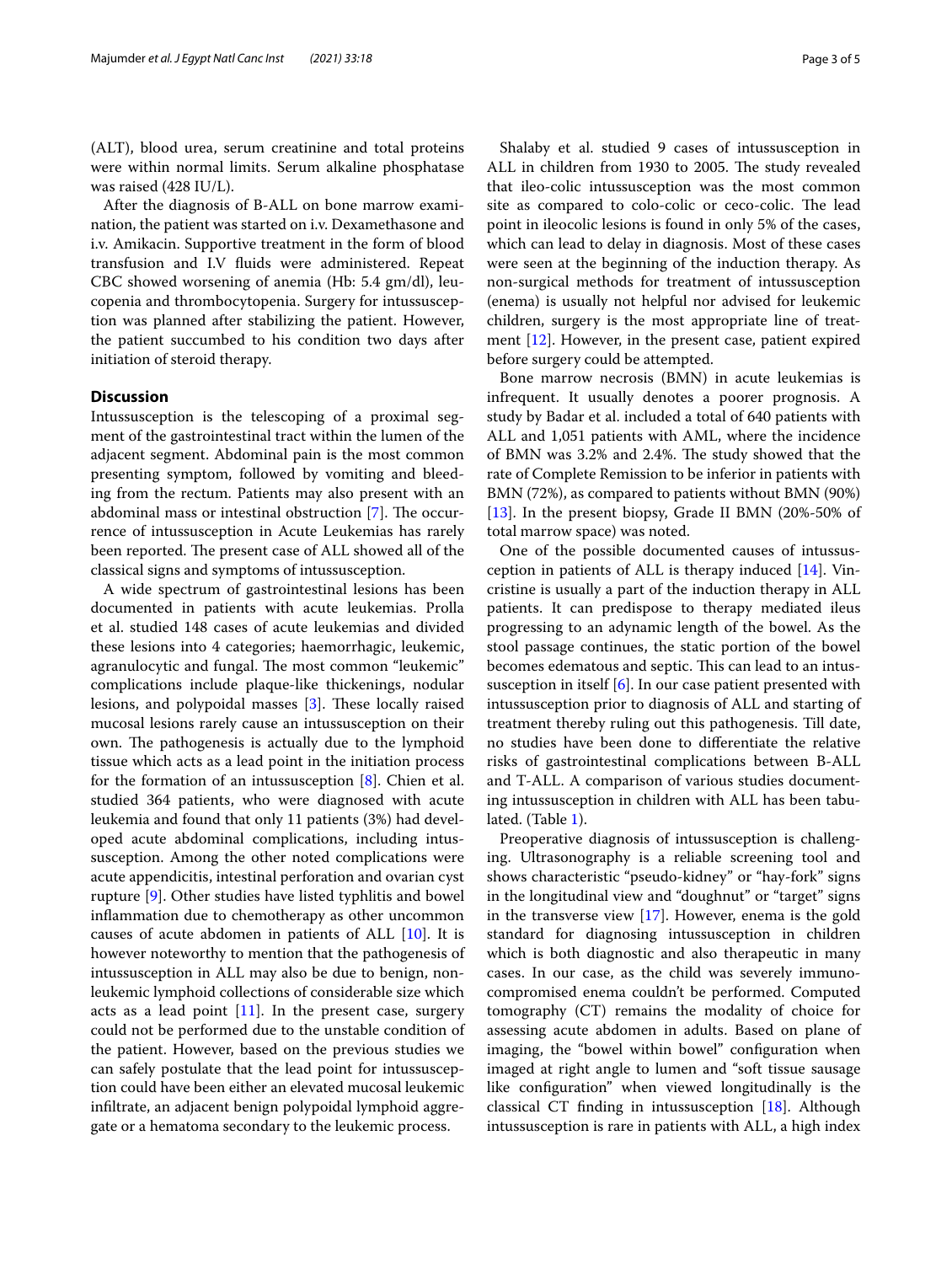(ALT), blood urea, serum creatinine and total proteins were within normal limits. Serum alkaline phosphatase was raised (428 IU/L).

After the diagnosis of B-ALL on bone marrow examination, the patient was started on i.v. Dexamethasone and i.v. Amikacin. Supportive treatment in the form of blood transfusion and I.V fluids were administered. Repeat CBC showed worsening of anemia (Hb: 5.4 gm/dl), leucopenia and thrombocytopenia. Surgery for intussusception was planned after stabilizing the patient. However, the patient succumbed to his condition two days after initiation of steroid therapy.

## Discussion

Intussusception is the telescoping of a proximal segment of the gastrointestinal tract within the lumen of the adjacent segment. Abdominal pain is the most common presenting symptom, followed by vomiting and bleeding from the rectum. Patients may also present with an abdominal mass or intestinal obstruction [7]. The occurrence of intussusception in Acute Leukemias has rarely been reported. The present case of ALL showed all of the classical signs and symptoms of intussusception.

A wide spectrum of gastrointestinal lesions has been documented in patients with acute leukemias. Prolla et al. studied 148 cases of acute leukemias and divided these lesions into 4 categories; haemorrhagic, leukemic, agranulocytic and fungal. The most common "leukemic" complications include plaque-like thickenings, nodular lesions, and polypoidal masses [3]. These locally raised mucosal lesions rarely cause an intussusception on their own. The pathogenesis is actually due to the lymphoid tissue which acts as a lead point in the initiation process for the formation of an intussusception [8]. Chien et al. studied 364 patients, who were diagnosed with acute leukemia and found that only 11 patients (3%) had developed acute abdominal complications, including intussusception. Among the other noted complications were acute appendicitis, intestinal perforation and ovarian cyst rupture [9]. Other studies have listed typhlitis and bowel inflammation due to chemotherapy as other uncommon causes of acute abdomen in patients of ALL [10]. It is however noteworthy to mention that the pathogenesis of intussusception in ALL may also be due to benign, non-leukemic lymphoid collections of considerable size which acts as a lead point [11]. In the present case, surgery could not be performed due to the unstable condition of the patient. However, based on the previous studies we can safely postulate that the lead point for intussusception could have been either an elevated mucosal leukemic infiltrate, an adjacent benign polypoidal lymphoid aggregate or a hematoma secondary to the leukemic process.

Shalaby et al. studied 9 cases of intussusception in ALL in children from 1930 to 2005. The study revealed that ileo-colic intussusception was the most common site as compared to colo-colic or ceco-colic. The lead point in ileocolic lesions is found in only 5% of the cases, which can lead to delay in diagnosis. Most of these cases were seen at the beginning of the induction therapy. As non-surgical methods for treatment of intussusception (enema) is usually not helpful nor advised for leukemic children, surgery is the most appropriate line of treatment [12]. However, in the present case, patient expired before surgery could be attempted.

Bone marrow necrosis (BMN) in acute leukemias is infrequent. It usually denotes a poorer prognosis. A study by Badar et al. included a total of 640 patients with ALL and 1,051 patients with AML, where the incidence of BMN was 3.2% and 2.4%. The study showed that the rate of Complete Remission to be inferior in patients with BMN (72%), as compared to patients without BMN (90%) [13]. In the present biopsy, Grade II BMN (20%-50% of total marrow space) was noted.

One of the possible documented causes of intussusception in patients of ALL is therapy induced [14]. Vincristine is usually a part of the induction therapy in ALL patients. It can predispose to therapy mediated ileus progressing to an adynamic length of the bowel. As the stool passage continues, the static portion of the bowel becomes edematous and septic. This can lead to an intussusception in itself [6]. In our case patient presented with intussusception prior to diagnosis of ALL and starting of treatment thereby ruling out this pathogenesis. Till date, no studies have been done to differentiate the relative risks of gastrointestinal complications between B-ALL and T-ALL. A comparison of various studies documenting intussusception in children with ALL has been tabulated. (Table 1).

Preoperative diagnosis of intussusception is challenging. Ultrasonography is a reliable screening tool and shows characteristic "pseudo-kidney" or "hay-fork" signs in the longitudinal view and "doughnut" or "target" signs in the transverse view [17]. However, enema is the gold standard for diagnosing intussusception in children which is both diagnostic and also therapeutic in many cases. In our case, as the child was severely immunocompromised enema couldn't be performed. Computed tomography (CT) remains the modality of choice for assessing acute abdomen in adults. Based on plane of imaging, the "bowel within bowel" configuration when imaged at right angle to lumen and "soft tissue sausage like configuration" when viewed longitudinally is the classical CT finding in intussusception [18]. Although intussusception is rare in patients with ALL, a high index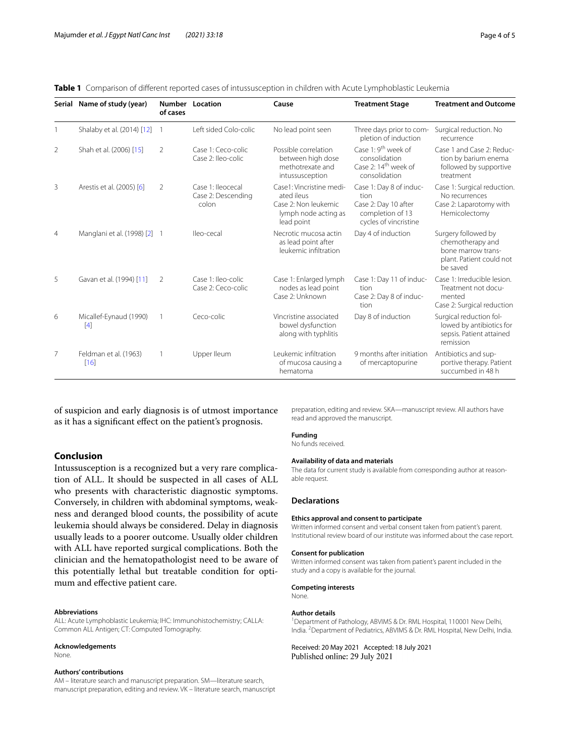**Table 1** Comparison of different reported cases of intussusception in children with Acute Lymphoblastic Leukemia

| Serial | Name of study (year) | Number of cases | Location | Cause | Treatment Stage | Treatment and Outcome |
|---|---|---|---|---|---|---|
| 1 | Shalaby et al. (2014) [12] | 1 | Left sided Colo-colic | No lead point seen | Three days prior to completion of induction | Surgical reduction. No recurrence |
| 2 | Shah et al. (2006) [15] | 2 | Case 1: Ceco-colic<br>Case 2: Ileo-colic | Possible correlation between high dose methotrexate and intussusception | Case 1: 9th week of consolidation<br>Case 2: 14th week of consolidation | Case 1 and Case 2: Reduction by barium enema followed by supportive treatment |
| 3 | Arestis et al. (2005) [6] | 2 | Case 1: Ileocecal<br>Case 2: Descending colon | Case1: Vincristine mediated ileus<br>Case 2: Non leukemic lymph node acting as lead point | Case 1: Day 8 of induction<br>Case 2: Day 10 after completion of 13 cycles of vincristine | Case 1: Surgical reduction. No recurrences<br>Case 2: Laparotomy with Hemicolectomy |
| 4 | Manglani et al. (1998) [2] | 1 | Ileo-cecal | Necrotic mucosa actin as lead point after leukemic infiltration | Day 4 of induction | Surgery followed by chemotherapy and bone marrow transplant. Patient could not be saved |
| 5 | Gavan et al. (1994) [11] | 2 | Case 1: Ileo-colic<br>Case 2: Ceco-colic | Case 1: Enlarged lymph nodes as lead point<br>Case 2: Unknown | Case 1: Day 11 of induction<br>Case 2: Day 8 of induction | Case 1: Irreducible lesion. Treatment not documented<br>Case 2: Surgical reduction |
| 6 | Micallef-Eynaud (1990) [4] | 1 | Ceco-colic | Vincristine associated bowel dysfunction along with typhlitis | Day 8 of induction | Surgical reduction followed by antibiotics for sepsis. Patient attained remission |
| 7 | Feldman et al. (1963) [16] | 1 | Upper Ileum | Leukemic infiltration of mucosa causing a hematoma | 9 months after initiation of mercaptopurine | Antibiotics and supportive therapy. Patient succumbed in 48 h |

of suspicion and early diagnosis is of utmost importance as it has a significant effect on the patient's prognosis.

## Conclusion

Intussusception is a recognized but a very rare complication of ALL. It should be suspected in all cases of ALL who presents with characteristic diagnostic symptoms. Conversely, in children with abdominal symptoms, weakness and deranged blood counts, the possibility of acute leukemia should always be considered. Delay in diagnosis usually leads to a poorer outcome. Usually older children with ALL have reported surgical complications. Both the clinician and the hematopathologist need to be aware of this potentially lethal but treatable condition for optimum and effective patient care.

#### Abbreviations

ALL: Acute Lymphoblastic Leukemia; IHC: Immunohistochemistry; CALLA: Common ALL Antigen; CT: Computed Tomography.

#### Acknowledgements

None.

#### Authors' contributions

AM – literature search and manuscript preparation. SM—literature search, manuscript preparation, editing and review. VK – literature search, manuscript preparation, editing and review. SKA—manuscript review. All authors have read and approved the manuscript.

#### Funding

No funds received.

#### Availability of data and materials

The data for current study is available from corresponding author at reasonable request.

### Declarations

#### Ethics approval and consent to participate

Written informed consent and verbal consent taken from patient's parent. Institutional review board of our institute was informed about the case report.

#### Consent for publication

Written informed consent was taken from patient's parent included in the study and a copy is available for the journal.

#### Competing interests

None.

#### Author details

[1]Department of Pathology, ABVIMS & Dr. RML Hospital, 110001 New Delhi, India. [2]Department of Pediatrics, ABVIMS & Dr. RML Hospital, New Delhi, India.

Received: 20 May 2021 Accepted: 18 July 2021
Published online: 29 July 2021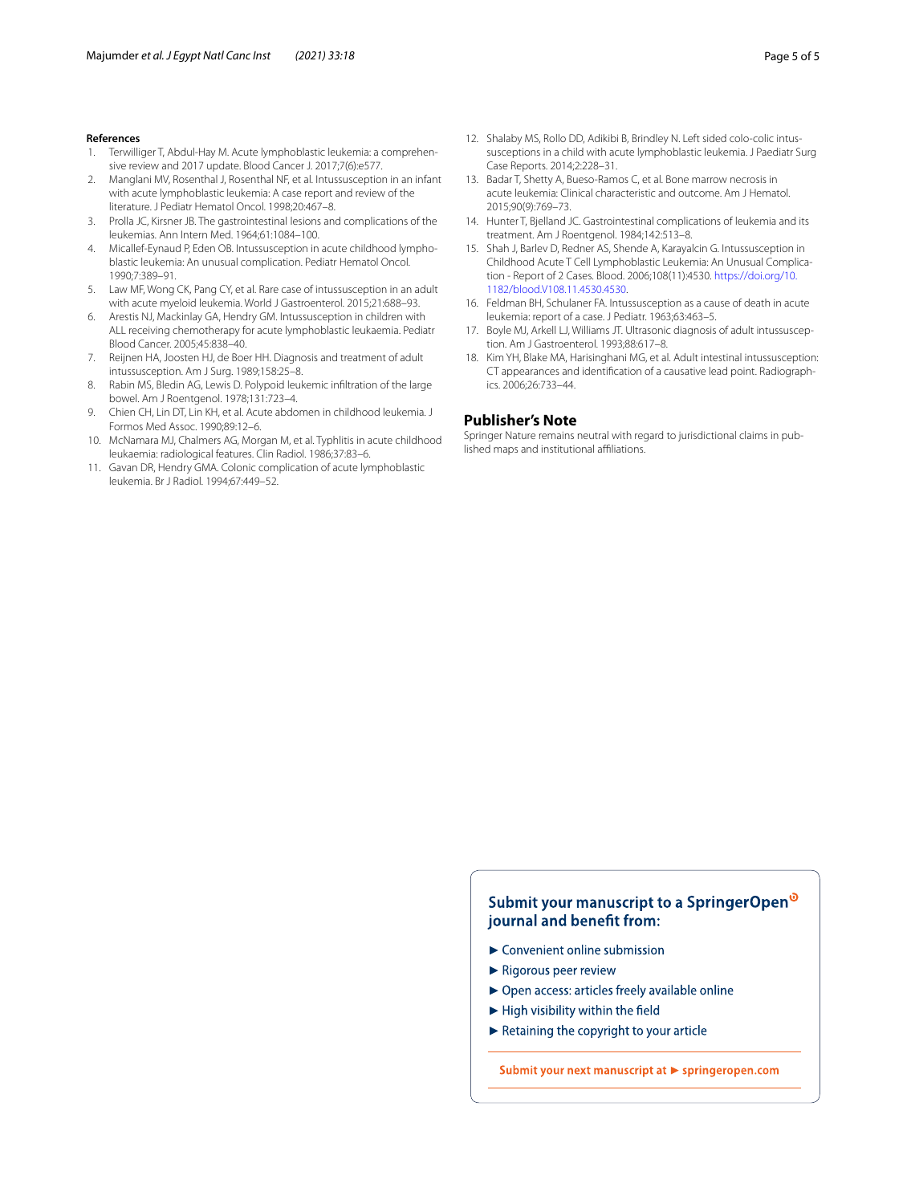### References

1. Terwilliger T, Abdul-Hay M. Acute lymphoblastic leukemia: a comprehensive review and 2017 update. Blood Cancer J. 2017;7(6):e577.
2. Manglani MV, Rosenthal J, Rosenthal NF, et al. Intussusception in an infant with acute lymphoblastic leukemia: A case report and review of the literature. J Pediatr Hematol Oncol. 1998;20:467–8.
3. Prolla JC, Kirsner JB. The gastrointestinal lesions and complications of the leukemias. Ann Intern Med. 1964;61:1084–100.
4. Micallef-Eynaud P, Eden OB. Intussusception in acute childhood lymphoblastic leukemia: An unusual complication. Pediatr Hematol Oncol. 1990;7:389–91.
5. Law MF, Wong CK, Pang CY, et al. Rare case of intussusception in an adult with acute myeloid leukemia. World J Gastroenterol. 2015;21:688–93.
6. Arestis NJ, Mackinlay GA, Hendry GM. Intussusception in children with ALL receiving chemotherapy for acute lymphoblastic leukaemia. Pediatr Blood Cancer. 2005;45:838–40.
7. Reijnen HA, Joosten HJ, de Boer HH. Diagnosis and treatment of adult intussusception. Am J Surg. 1989;158:25–8.
8. Rabin MS, Bledin AG, Lewis D. Polypoid leukemic infiltration of the large bowel. Am J Roentgenol. 1978;131:723–4.
9. Chien CH, Lin DT, Lin KH, et al. Acute abdomen in childhood leukemia. J Formos Med Assoc. 1990;89:12–6.
10. McNamara MJ, Chalmers AG, Morgan M, et al. Typhlitis in acute childhood leukaemia: radiological features. Clin Radiol. 1986;37:83–6.
11. Gavan DR, Hendry GMA. Colonic complication of acute lymphoblastic leukemia. Br J Radiol. 1994;67:449–52.
12. Shalaby MS, Rollo DD, Adikibi B, Brindley N. Left sided colo-colic intussusceptions in a child with acute lymphoblastic leukemia. J Paediatr Surg Case Reports. 2014;2:228–31.
13. Badar T, Shetty A, Bueso-Ramos C, et al. Bone marrow necrosis in acute leukemia: Clinical characteristic and outcome. Am J Hematol. 2015;90(9):769–73.
14. Hunter T, Bjelland JC. Gastrointestinal complications of leukemia and its treatment. Am J Roentgenol. 1984;142:513–8.
15. Shah J, Barlev D, Redner AS, Shende A, Karayalcin G. Intussusception in Childhood Acute T Cell Lymphoblastic Leukemia: An Unusual Complication - Report of 2 Cases. Blood. 2006;108(11):4530. https://doi.org/10.1182/blood.V108.11.4530.4530.
16. Feldman BH, Schulaner FA. Intussusception as a cause of death in acute leukemia: report of a case. J Pediatr. 1963;63:463–5.
17. Boyle MJ, Arkell LJ, Williams JT. Ultrasonic diagnosis of adult intussusception. Am J Gastroenterol. 1993;88:617–8.
18. Kim YH, Blake MA, Harisinghani MG, et al. Adult intestinal intussusception: CT appearances and identification of a causative lead point. Radiographics. 2006;26:733–44.

## Publisher's Note

Springer Nature remains neutral with regard to jurisdictional claims in published maps and institutional affiliations.

**Submit your manuscript to a SpringerOpen journal and benefit from:**

- ► Convenient online submission
- ► Rigorous peer review
- ► Open access: articles freely available online
- ► High visibility within the field
- ► Retaining the copyright to your article

**Submit your next manuscript at ► springeropen.com**